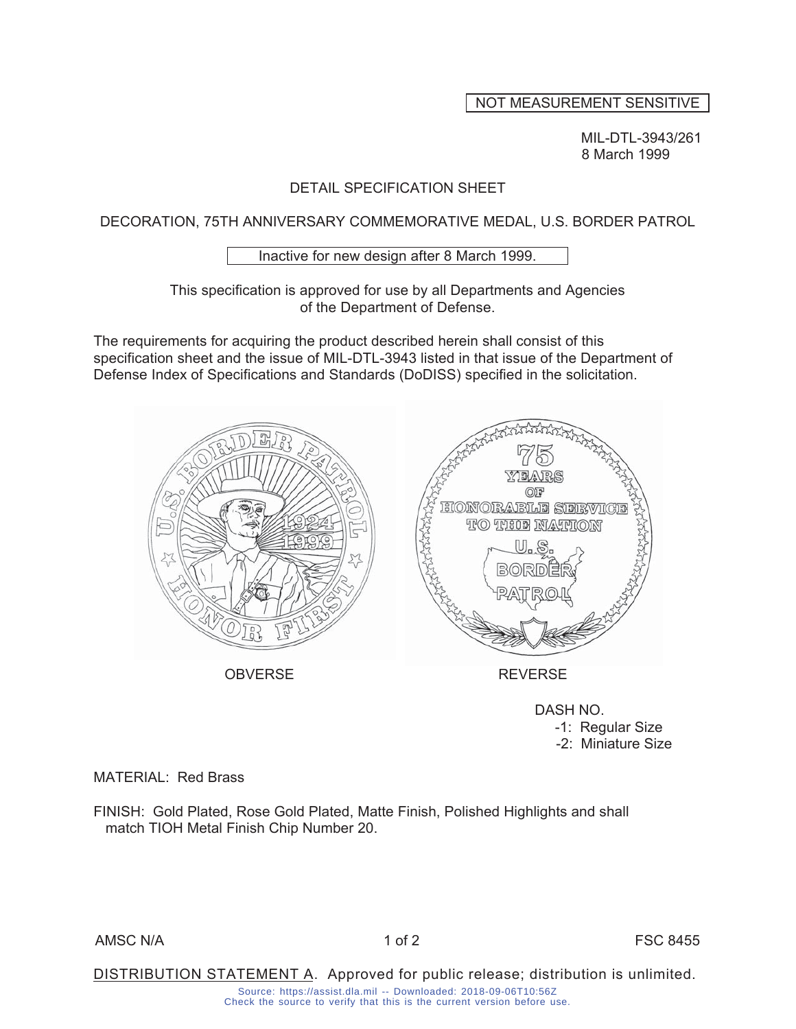NOT MEASUREMENT SENSITIVE

MIL-DTL-3943/261
8 March 1999

# DETAIL SPECIFICATION SHEET

## DECORATION, 75TH ANNIVERSARY COMMEMORATIVE MEDAL, U.S. BORDER PATROL

Inactive for new design after 8 March 1999.

This specification is approved for use by all Departments and Agencies of the Department of Defense.

The requirements for acquiring the product described herein shall consist of this specification sheet and the issue of MIL-DTL-3943 listed in that issue of the Department of Defense Index of Specifications and Standards (DoDISS) specified in the solicitation.

OBVERSE

REVERSE

DASH NO.
- -1: Regular Size
- -2: Miniature Size

MATERIAL: Red Brass

FINISH: Gold Plated, Rose Gold Plated, Matte Finish, Polished Highlights and shall match TIOH Metal Finish Chip Number 20.

AMSC N/A

FSC 8455

DISTRIBUTION STATEMENT A. Approved for public release; distribution is unlimited.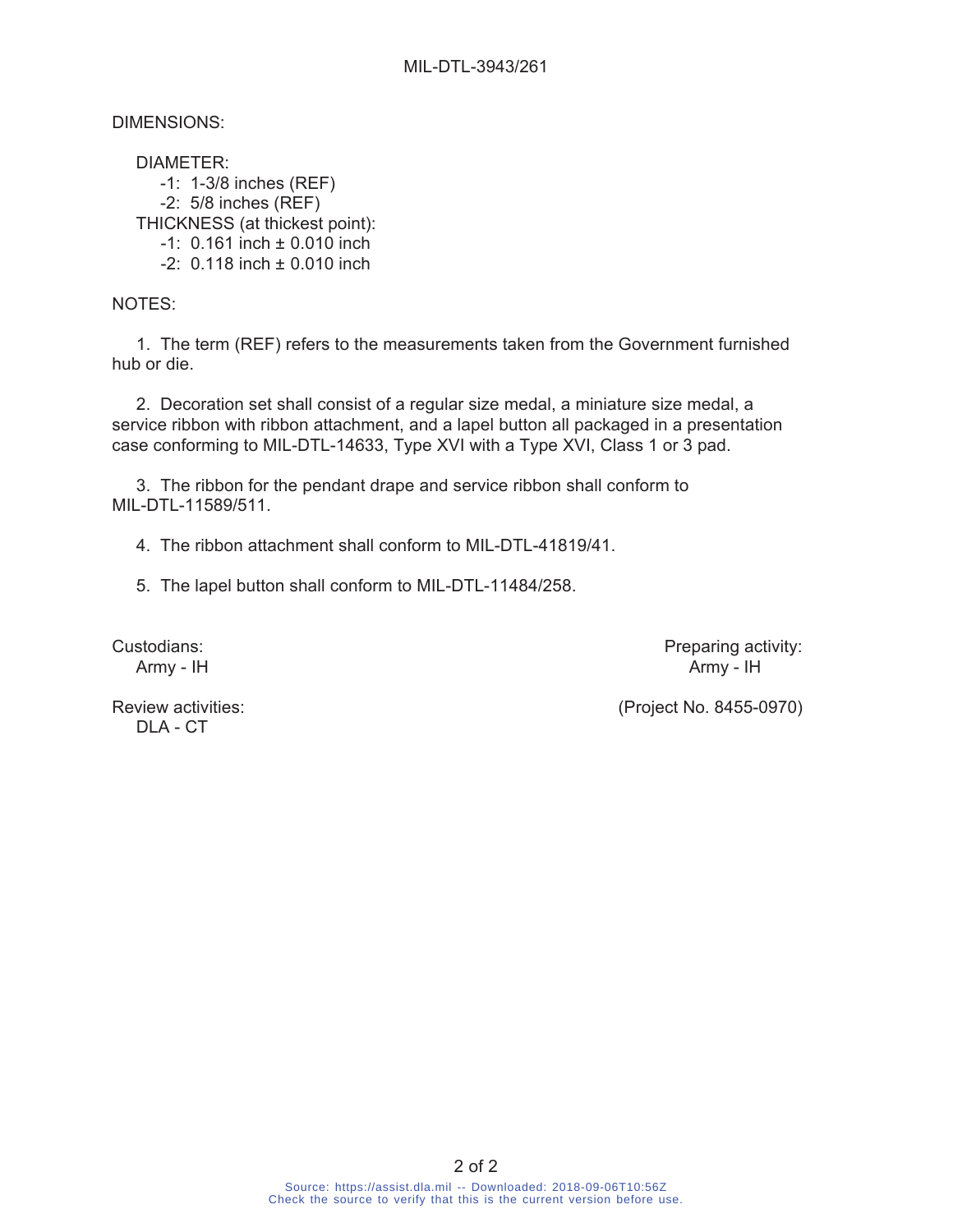DIMENSIONS:

DIAMETER:
- -1: 1-3/8 inches (REF)
- -2: 5/8 inches (REF)

THICKNESS (at thickest point):
- -1: 0.161 inch ± 0.010 inch
- -2: 0.118 inch ± 0.010 inch

NOTES:

1. The term (REF) refers to the measurements taken from the Government furnished hub or die.

2. Decoration set shall consist of a regular size medal, a miniature size medal, a service ribbon with ribbon attachment, and a lapel button all packaged in a presentation case conforming to MIL-DTL-14633, Type XVI with a Type XVI, Class 1 or 3 pad.

3. The ribbon for the pendant drape and service ribbon shall conform to MIL-DTL-11589/511.

4. The ribbon attachment shall conform to MIL-DTL-41819/41.

5. The lapel button shall conform to MIL-DTL-11484/258.

Custodians:
Army - IH

Review activities:
DLA - CT

Preparing activity:
Army - IH

(Project No. 8455-0970)

Source: https://assist.dla.mil -- Downloaded: 2018-09-06T10:56Z
Check the source to verify that this is the current version before use.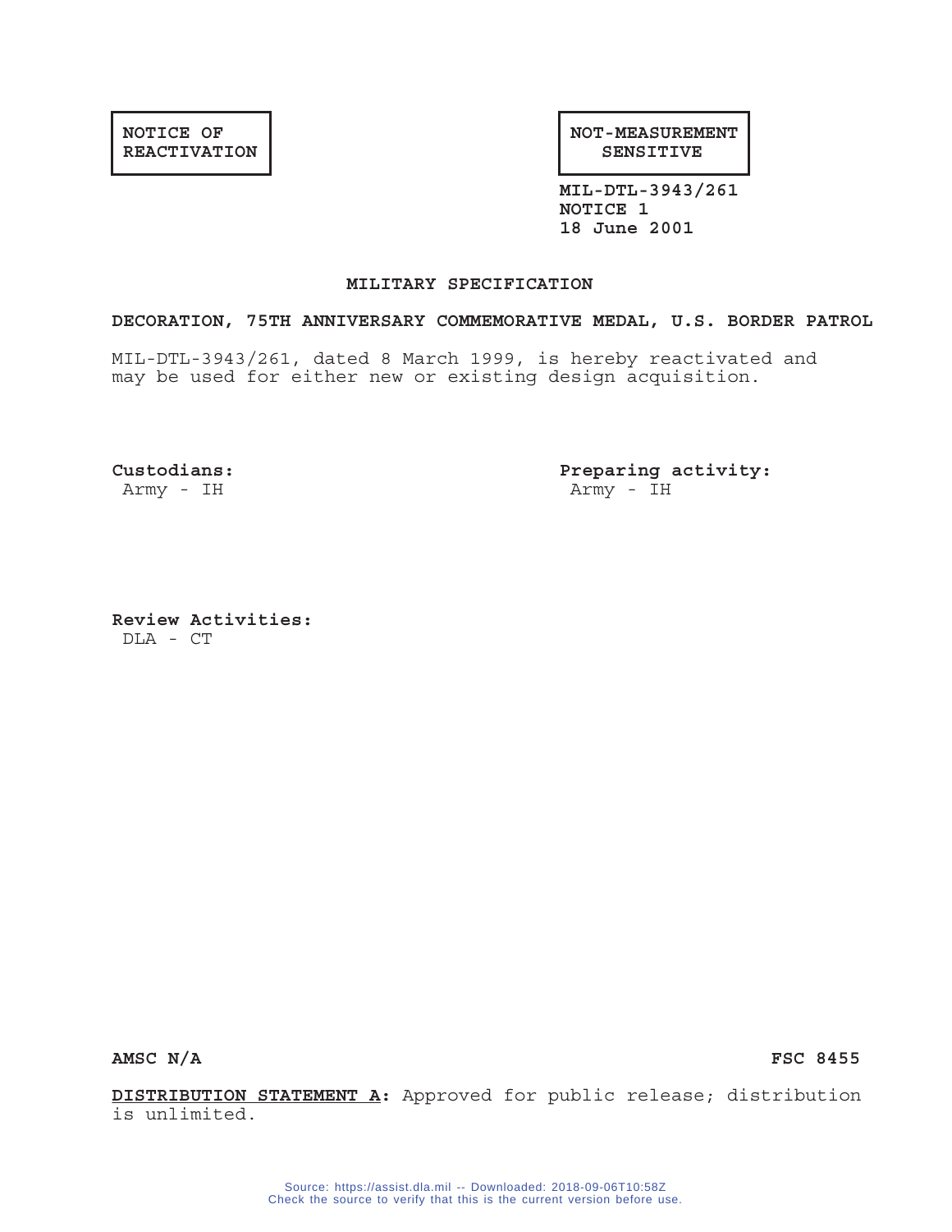**NOTICE OF REACTIVATION**

**NOT-MEASUREMENT SENSITIVE**

**MIL-DTL-3943/261**
**NOTICE 1**
**18 June 2001**

## MILITARY SPECIFICATION

### DECORATION, 75TH ANNIVERSARY COMMEMORATIVE MEDAL, U.S. BORDER PATROL

MIL-DTL-3943/261, dated 8 March 1999, is hereby reactivated and may be used for either new or existing design acquisition.

**Custodians:**
Army - IH

**Preparing activity:**
Army - IH

**Review Activities:**
DLA - CT

**AMSC N/A** **FSC 8455**

**DISTRIBUTION STATEMENT A:** Approved for public release; distribution is unlimited.

Source: https://assist.dla.mil -- Downloaded: 2018-09-06T10:58Z
Check the source to verify that this is the current version before use.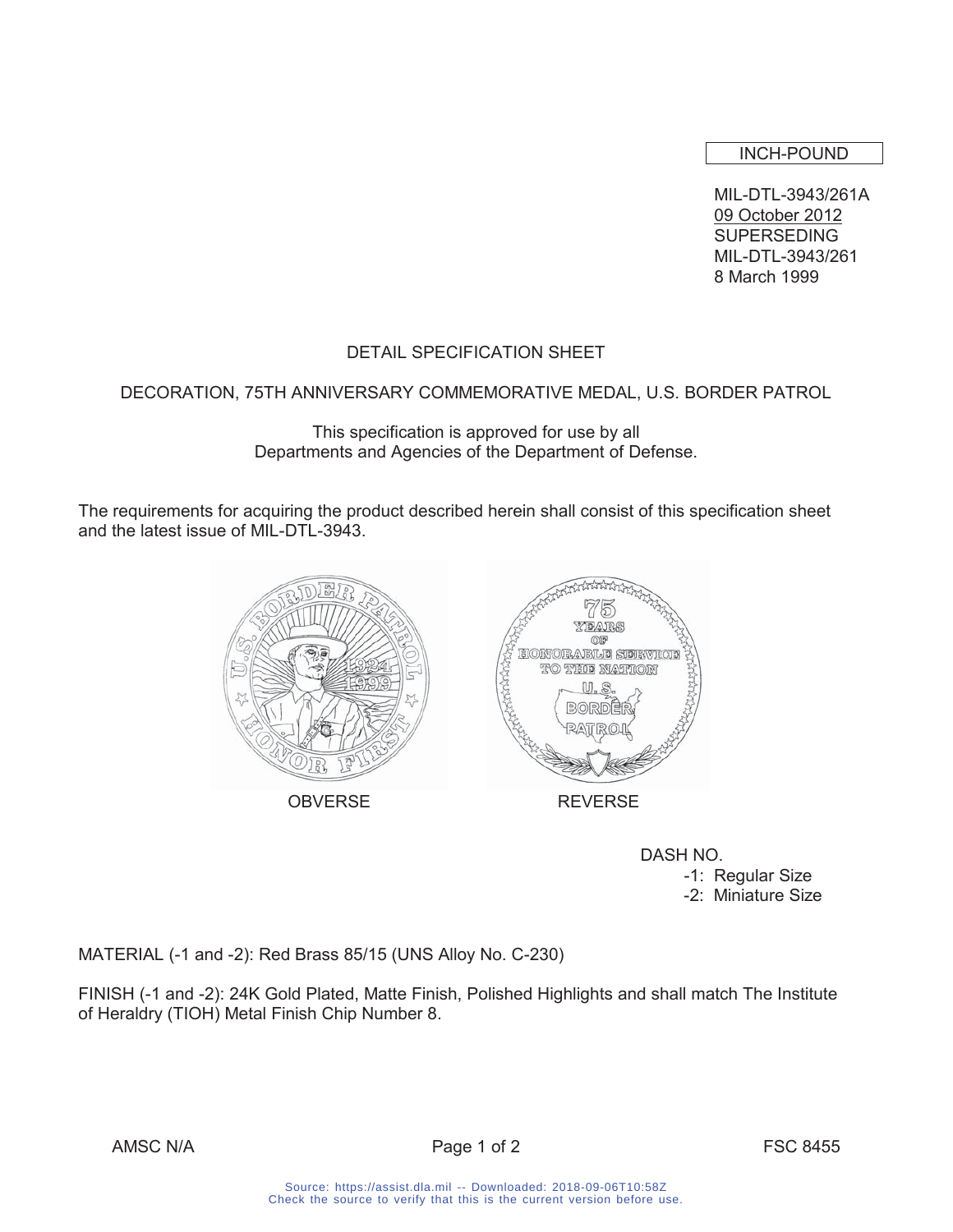INCH-POUND

MIL-DTL-3943/261A
09 October 2012
SUPERSEDING
MIL-DTL-3943/261
8 March 1999

# DETAIL SPECIFICATION SHEET

## DECORATION, 75TH ANNIVERSARY COMMEMORATIVE MEDAL, U.S. BORDER PATROL

This specification is approved for use by all Departments and Agencies of the Department of Defense.

The requirements for acquiring the product described herein shall consist of this specification sheet and the latest issue of MIL-DTL-3943.

OBVERSE

REVERSE

DASH NO.

- -1: Regular Size
- -2: Miniature Size

MATERIAL (-1 and -2): Red Brass 85/15 (UNS Alloy No. C-230)

FINISH (-1 and -2): 24K Gold Plated, Matte Finish, Polished Highlights and shall match The Institute of Heraldry (TIOH) Metal Finish Chip Number 8.

AMSC N/A FSC 8455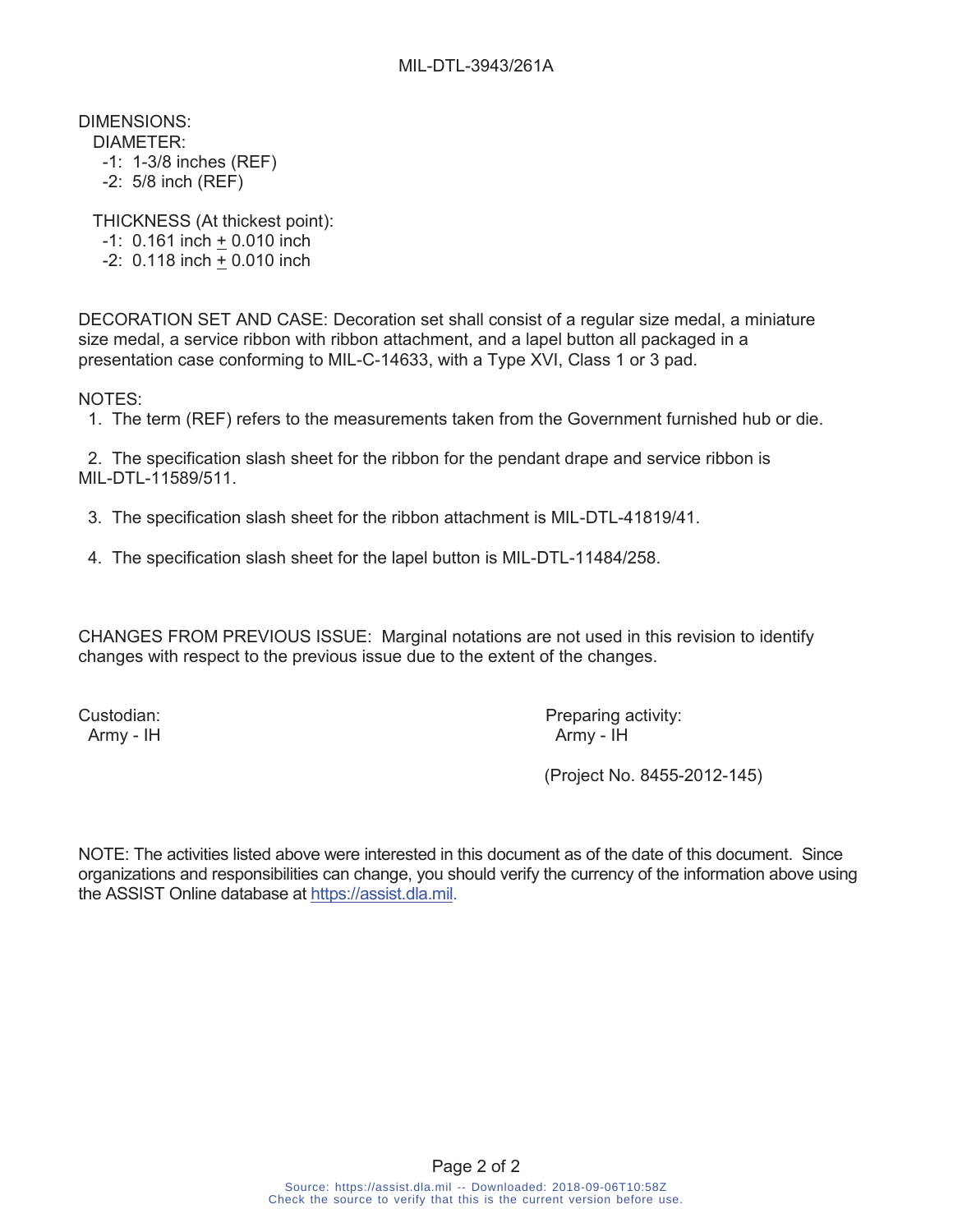DIMENSIONS:

DIAMETER:

- -1: 1-3/8 inches (REF)
- -2: 5/8 inch (REF)

THICKNESS (At thickest point):

- -1: 0.161 inch ± 0.010 inch
- -2: 0.118 inch ± 0.010 inch

DECORATION SET AND CASE: Decoration set shall consist of a regular size medal, a miniature size medal, a service ribbon with ribbon attachment, and a lapel button all packaged in a presentation case conforming to MIL-C-14633, with a Type XVI, Class 1 or 3 pad.

NOTES:

1. The term (REF) refers to the measurements taken from the Government furnished hub or die.

2. The specification slash sheet for the ribbon for the pendant drape and service ribbon is MIL-DTL-11589/511.

3. The specification slash sheet for the ribbon attachment is MIL-DTL-41819/41.

4. The specification slash sheet for the lapel button is MIL-DTL-11484/258.

CHANGES FROM PREVIOUS ISSUE: Marginal notations are not used in this revision to identify changes with respect to the previous issue due to the extent of the changes.

Custodian:
Army - IH

Preparing activity:
Army - IH

(Project No. 8455-2012-145)

NOTE: The activities listed above were interested in this document as of the date of this document. Since organizations and responsibilities can change, you should verify the currency of the information above using the ASSIST Online database at https://assist.dla.mil.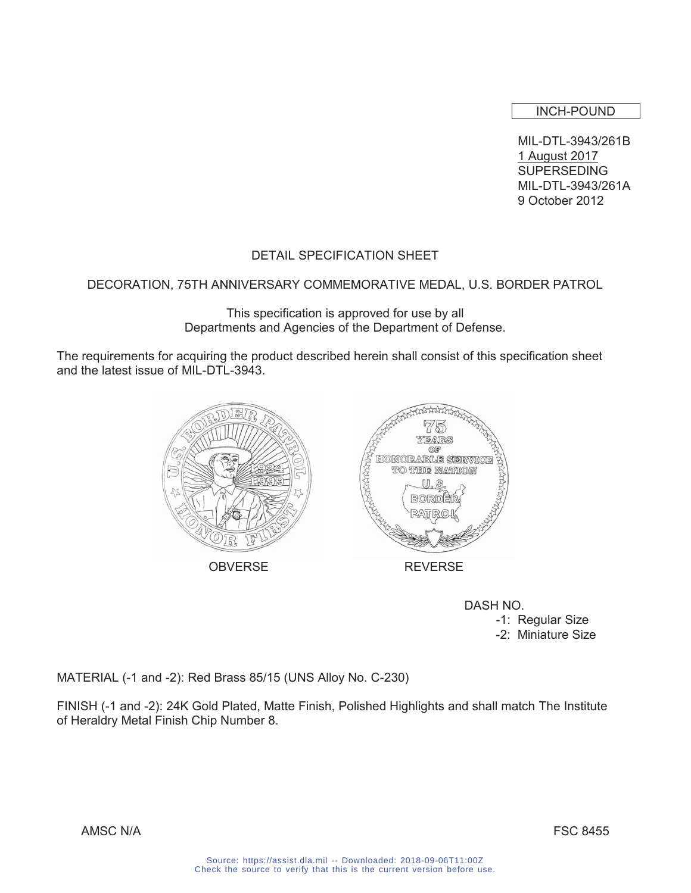INCH-POUND

MIL-DTL-3943/261B
1 August 2017
SUPERSEDING
MIL-DTL-3943/261A
9 October 2012

DETAIL SPECIFICATION SHEET

DECORATION, 75TH ANNIVERSARY COMMEMORATIVE MEDAL, U.S. BORDER PATROL

This specification is approved for use by all
Departments and Agencies of the Department of Defense.

The requirements for acquiring the product described herein shall consist of this specification sheet and the latest issue of MIL-DTL-3943.

OBVERSE

REVERSE

DASH NO.
- -1: Regular Size
- -2: Miniature Size

MATERIAL (-1 and -2): Red Brass 85/15 (UNS Alloy No. C-230)

FINISH (-1 and -2): 24K Gold Plated, Matte Finish, Polished Highlights and shall match The Institute of Heraldry Metal Finish Chip Number 8.

AMSC N/A

FSC 8455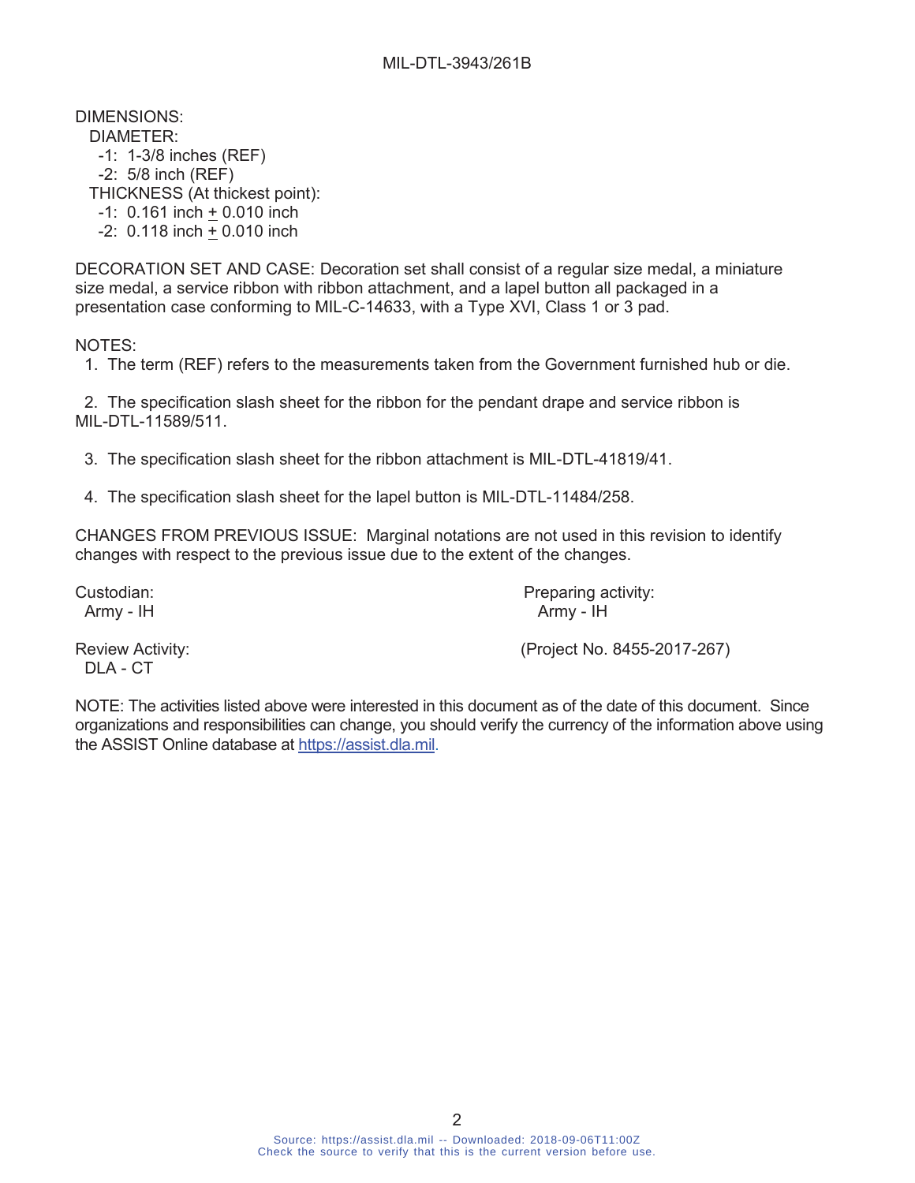DIMENSIONS:

DIAMETER:

- -1: 1-3/8 inches (REF)
- -2: 5/8 inch (REF)

THICKNESS (At thickest point):

- -1: 0.161 inch ± 0.010 inch
- -2: 0.118 inch ± 0.010 inch

DECORATION SET AND CASE: Decoration set shall consist of a regular size medal, a miniature size medal, a service ribbon with ribbon attachment, and a lapel button all packaged in a presentation case conforming to MIL-C-14633, with a Type XVI, Class 1 or 3 pad.

NOTES:

1. The term (REF) refers to the measurements taken from the Government furnished hub or die.
2. The specification slash sheet for the ribbon for the pendant drape and service ribbon is MIL-DTL-11589/511.
3. The specification slash sheet for the ribbon attachment is MIL-DTL-41819/41.
4. The specification slash sheet for the lapel button is MIL-DTL-11484/258.

CHANGES FROM PREVIOUS ISSUE: Marginal notations are not used in this revision to identify changes with respect to the previous issue due to the extent of the changes.

Custodian:
Army - IH

Review Activity:
DLA - CT

Preparing activity:
Army - IH

(Project No. 8455-2017-267)

NOTE: The activities listed above were interested in this document as of the date of this document. Since organizations and responsibilities can change, you should verify the currency of the information above using the ASSIST Online database at https://assist.dla.mil.